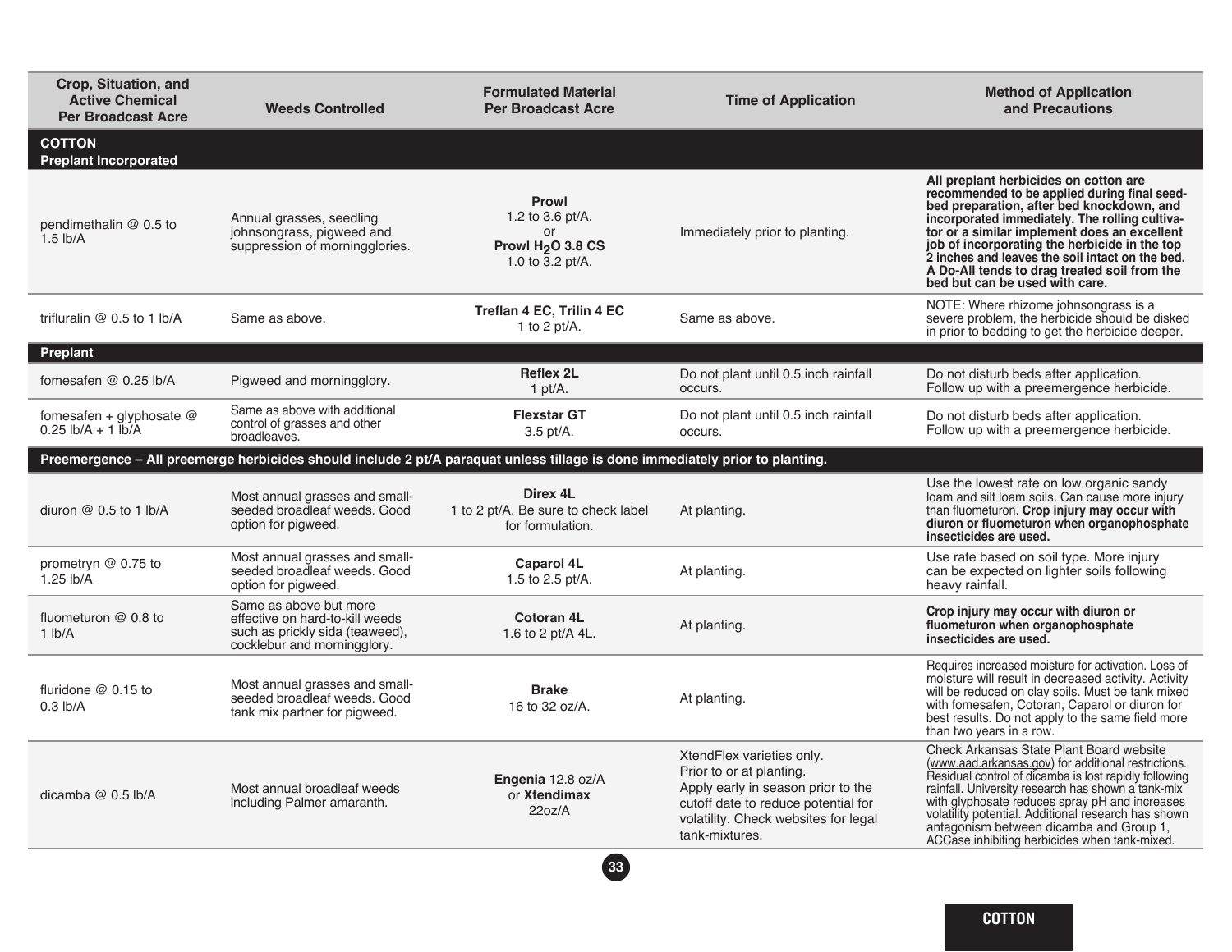| Crop, Situation, and Active Chemical Per Broadcast Acre | Weeds Controlled | Formulated Material Per Broadcast Acre | Time of Application | Method of Application and Precautions |
|---|---|---|---|---|
| **COTTON** **Preplant Incorporated** | | | | |
| pendimethalin @ 0.5 to 1.5 lb/A | Annual grasses, seedling johnsongrass, pigweed and suppression of morningglories. | **Prowl** 1.2 to 3.6 pt/A. or **Prowl $H_2O$ 3.8 CS** 1.0 to 3.2 pt/A. | Immediately prior to planting. | **All preplant herbicides on cotton are recommended to be applied during final seed-bed preparation, after bed knockdown, and incorporated immediately. The rolling cultiva-tor or a similar implement does an excellent job of incorporating the herbicide in the top 2 inches and leaves the soil intact on the bed. A Do-All tends to drag treated soil from the bed but can be used with care.** |
| trifluralin @ 0.5 to 1 lb/A | Same as above. | **Treflan 4 EC, Trilin 4 EC** 1 to 2 pt/A. | Same as above. | NOTE: Where rhizome johnsongrass is a severe problem, the herbicide should be disked in prior to bedding to get the herbicide deeper. |
| **Preplant** | | | | |
| fomesafen @ 0.25 lb/A | Pigweed and morningglory. | **Reflex 2L** 1 pt/A. | Do not plant until 0.5 inch rainfall occurs. | Do not disturb beds after application. Follow up with a preemergence herbicide. |
| fomesafen + glyphosate @ 0.25 lb/A + 1 lb/A | Same as above with additional control of grasses and other broadleaves. | **Flexstar GT** 3.5 pt/A. | Do not plant until 0.5 inch rainfall occurs. | Do not disturb beds after application. Follow up with a preemergence herbicide. |
| **Preemergence – All preemerge herbicides should include 2 pt/A paraquat unless tillage is done immediately prior to planting.** | | | | |
| diuron @ 0.5 to 1 lb/A | Most annual grasses and small-seeded broadleaf weeds. Good option for pigweed. | **Direx 4L** 1 to 2 pt/A. Be sure to check label for formulation. | At planting. | Use the lowest rate on low organic sandy loam and silt loam soils. Can cause more injury than fluometuron. **Crop injury may occur with diuron or fluometuron when organophosphate insecticides are used.** |
| prometryn @ 0.75 to 1.25 lb/A | Most annual grasses and small-seeded broadleaf weeds. Good option for pigweed. | **Caparol 4L** 1.5 to 2.5 pt/A. | At planting. | Use rate based on soil type. More injury can be expected on lighter soils following heavy rainfall. |
| fluometuron @ 0.8 to 1 lb/A | Same as above but more effective on hard-to-kill weeds such as prickly sida (teaweed), cocklebur and morningglory. | **Cotoran 4L** 1.6 to 2 pt/A 4L. | At planting. | **Crop injury may occur with diuron or fluometuron when organophosphate insecticides are used.** |
| fluridone @ 0.15 to 0.3 lb/A | Most annual grasses and small-seeded broadleaf weeds. Good tank mix partner for pigweed. | **Brake** 16 to 32 oz/A. | At planting. | Requires increased moisture for activation. Loss of moisture will result in decreased activity. Activity will be reduced on clay soils. Must be tank mixed with fomesafen, Cotoran, Caparol or diuron for best results. Do not apply to the same field more than two years in a row. |
| dicamba @ 0.5 lb/A | Most annual broadleaf weeds including Palmer amaranth. | **Engenia** 12.8 oz/A or **Xtendimax** 22oz/A | XtendFlex varieties only. Prior to or at planting. Apply early in season prior to the cutoff date to reduce potential for volatility. Check websites for legal tank-mixtures. | Check Arkansas State Plant Board website (www.aad.arkansas.gov) for additional restrictions. Residual control of dicamba is lost rapidly following rainfall. University research has shown a tank-mix with glyphosate reduces spray pH and increases volatility potential. Additional research has shown antagonism between dicamba and Group 1, ACCase inhibiting herbicides when tank-mixed. |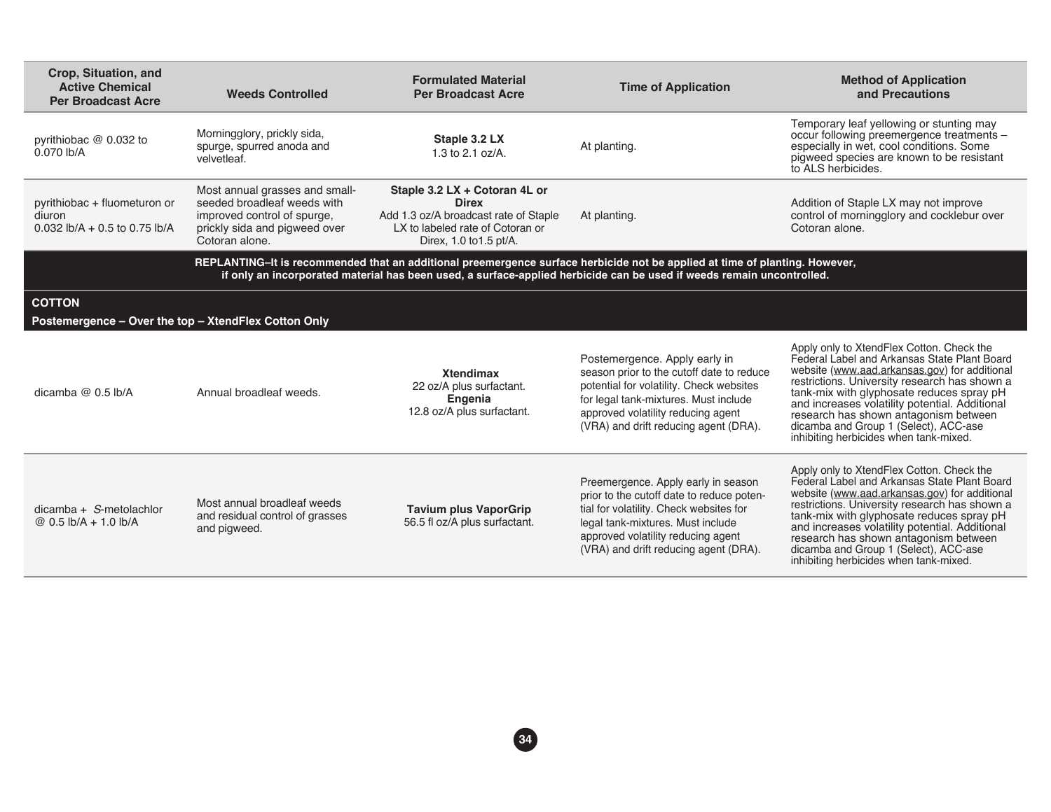| Crop, Situation, and Active Chemical Per Broadcast Acre | Weeds Controlled | Formulated Material Per Broadcast Acre | Time of Application | Method of Application and Precautions |
|---|---|---|---|---|
| pyrithiobac @ 0.032 to 0.070 lb/A | Morningglory, prickly sida, spurge, spurred anoda and velvetleaf. | **Staple 3.2 LX** 1.3 to 2.1 oz/A. | At planting. | Temporary leaf yellowing or stunting may occur following preemergence treatments – especially in wet, cool conditions. Some pigweed species are known to be resistant to ALS herbicides. |
| pyrithiobac + fluometuron or diuron 0.032 lb/A + 0.5 to 0.75 lb/A | Most annual grasses and small-seeded broadleaf weeds with improved control of spurge, prickly sida and pigweed over Cotoran alone. | **Staple 3.2 LX + Cotoran 4L or Direx** Add 1.3 oz/A broadcast rate of Staple LX to labeled rate of Cotoran or Direx, 1.0 to1.5 pt/A. | At planting. | Addition of Staple LX may not improve control of morningglory and cocklebur over Cotoran alone. |
| **REPLANTING–It is recommended that an additional preemergence surface herbicide not be applied at time of planting. However, if only an incorporated material has been used, a surface-applied herbicide can be used if weeds remain uncontrolled.** | | | | |
| **COTTON** | | | | |
| **Postemergence – Over the top – XtendFlex Cotton Only** | | | | |
| dicamba @ 0.5 lb/A | Annual broadleaf weeds. | **Xtendimax** 22 oz/A plus surfactant. **Engenia** 12.8 oz/A plus surfactant. | Postemergence. Apply early in season prior to the cutoff date to reduce potential for volatility. Check websites for legal tank-mixtures. Must include approved volatility reducing agent (VRA) and drift reducing agent (DRA). | Apply only to XtendFlex Cotton. Check the Federal Label and Arkansas State Plant Board website (www.aad.arkansas.gov) for additional restrictions. University research has shown a tank-mix with glyphosate reduces spray pH and increases volatility potential. Additional research has shown antagonism between dicamba and Group 1 (Select), ACC-ase inhibiting herbicides when tank-mixed. |
| dicamba + *S*-metolachlor @ 0.5 lb/A + 1.0 lb/A | Most annual broadleaf weeds and residual control of grasses and pigweed. | **Tavium plus VaporGrip** 56.5 fl oz/A plus surfactant. | Preemergence. Apply early in season prior to the cutoff date to reduce potential for volatility. Check websites for legal tank-mixtures. Must include approved volatility reducing agent (VRA) and drift reducing agent (DRA). | Apply only to XtendFlex Cotton. Check the Federal Label and Arkansas State Plant Board website (www.aad.arkansas.gov) for additional restrictions. University research has shown a tank-mix with glyphosate reduces spray pH and increases volatility potential. Additional research has shown antagonism between dicamba and Group 1 (Select), ACC-ase inhibiting herbicides when tank-mixed. |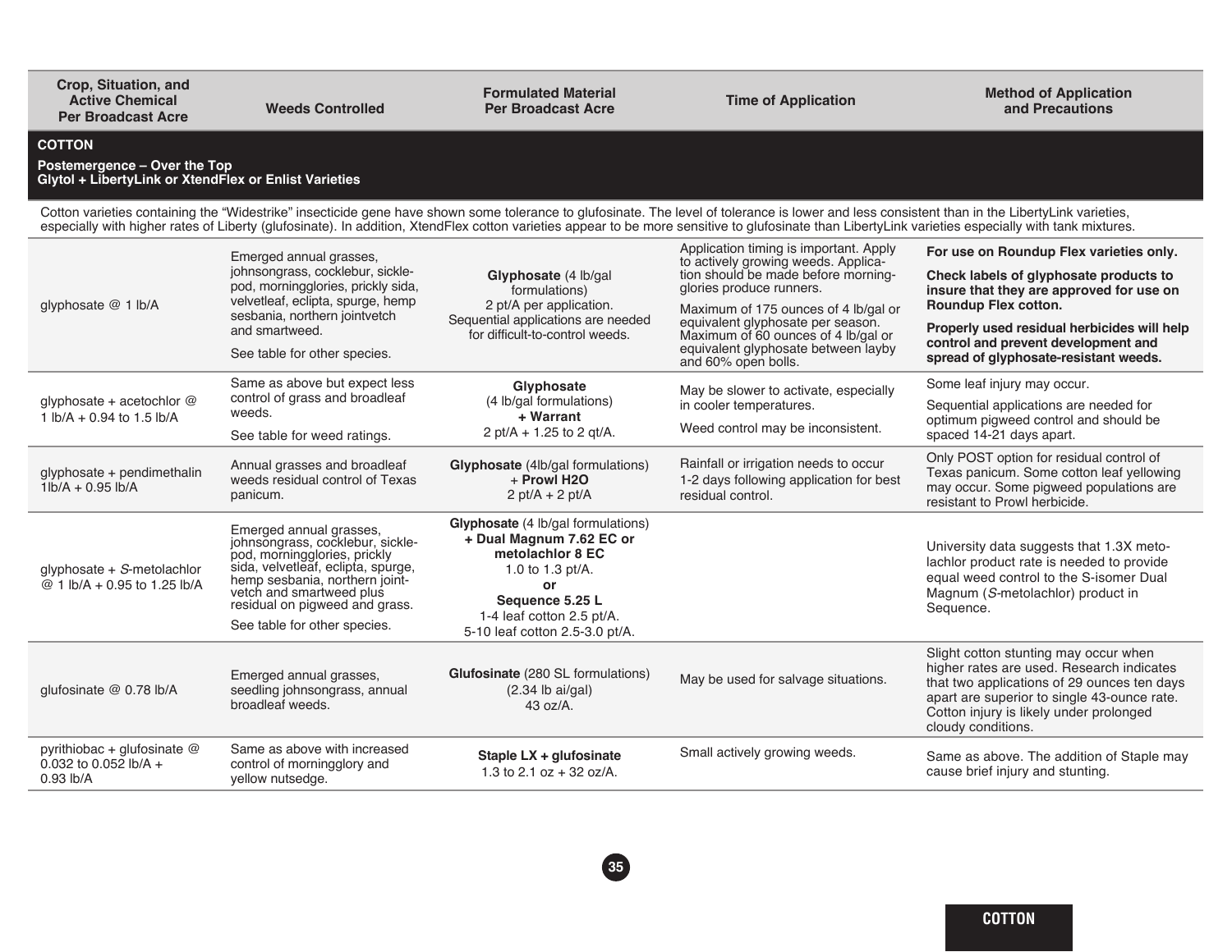| Crop, Situation, and Active Chemical Per Broadcast Acre | Weeds Controlled | Formulated Material Per Broadcast Acre | Time of Application | Method of Application and Precautions |
| --- | --- | --- | --- | --- |
| **COTTON** | | | | |
| **Postemergence – Over the Top Glytol + LibertyLink or XtendFlex or Enlist Varieties** | | | | |
| Cotton varieties containing the "Widestrike" insecticide gene have shown some tolerance to glufosinate. The level of tolerance is lower and less consistent than in the LibertyLink varieties, especially with higher rates of Liberty (glufosinate). In addition, XtendFlex cotton varieties appear to be more sensitive to glufosinate than LibertyLink varieties especially with tank mixtures. | | | | |
| glyphosate @ 1 lb/A | Emerged annual grasses, johnsongrass, cocklebur, sicklepod, morningglories, prickly sida, velvetleaf, eclipta, spurge, hemp sesbania, northern jointvetch and smartweed. See table for other species. | **Glyphosate** (4 lb/gal formulations) 2 pt/A per application. Sequential applications are needed for difficult-to-control weeds. | Application timing is important. Apply to actively growing weeds. Application should be made before morningglories produce runners. Maximum of 175 ounces of 4 lb/gal or equivalent glyphosate per season. Maximum of 60 ounces of 4 lb/gal or equivalent glyphosate between layby and 60% open bolls. | **For use on Roundup Flex varieties only.** **Check labels of glyphosate products to insure that they are approved for use on Roundup Flex cotton.** **Properly used residual herbicides will help control and prevent development and spread of glyphosate-resistant weeds.** |
| glyphosate + acetochlor @ 1 lb/A + 0.94 to 1.5 lb/A | Same as above but expect less control of grass and broadleaf weeds. See table for weed ratings. | **Glyphosate** (4 lb/gal formulations) **+ Warrant** 2 pt/A + 1.25 to 2 qt/A. | May be slower to activate, especially in cooler temperatures. Weed control may be inconsistent. | Some leaf injury may occur. Sequential applications are needed for optimum pigweed control and should be spaced 14-21 days apart. |
| glyphosate + pendimethalin 1lb/A + 0.95 lb/A | Annual grasses and broadleaf weeds residual control of Texas panicum. | **Glyphosate** (4lb/gal formulations) + **Prowl H2O** 2 pt/A + 2 pt/A | Rainfall or irrigation needs to occur 1-2 days following application for best residual control. | Only POST option for residual control of Texas panicum. Some cotton leaf yellowing may occur. Some pigweed populations are resistant to Prowl herbicide. |
| glyphosate + *S*-metolachlor @ 1 lb/A + 0.95 to 1.25 lb/A | Emerged annual grasses, johnsongrass, cocklebur, sicklepod, morningglories, prickly sida, velvetleaf, eclipta, spurge, hemp sesbania, northern jointvetch and smartweed plus residual on pigweed and grass. See table for other species. | **Glyphosate** (4 lb/gal formulations) **+ Dual Magnum 7.62 EC or metolachlor 8 EC** 1.0 to 1.3 pt/A. **or** **Sequence 5.25 L** 1-4 leaf cotton 2.5 pt/A. 5-10 leaf cotton 2.5-3.0 pt/A. | | University data suggests that 1.3X metolachlor product rate is needed to provide equal weed control to the S-isomer Dual Magnum (*S*-metolachlor) product in Sequence. |
| glufosinate @ 0.78 lb/A | Emerged annual grasses, seedling johnsongrass, annual broadleaf weeds. | **Glufosinate** (280 SL formulations) (2.34 lb ai/gal) 43 oz/A. | May be used for salvage situations. | Slight cotton stunting may occur when higher rates are used. Research indicates that two applications of 29 ounces ten days apart are superior to single 43-ounce rate. Cotton injury is likely under prolonged cloudy conditions. |
| pyrithiobac + glufosinate @ 0.032 to 0.052 lb/A + 0.93 lb/A | Same as above with increased control of morningglory and yellow nutsedge. | **Staple LX + glufosinate** 1.3 to 2.1 oz + 32 oz/A. | Small actively growing weeds. | Same as above. The addition of Staple may cause brief injury and stunting. |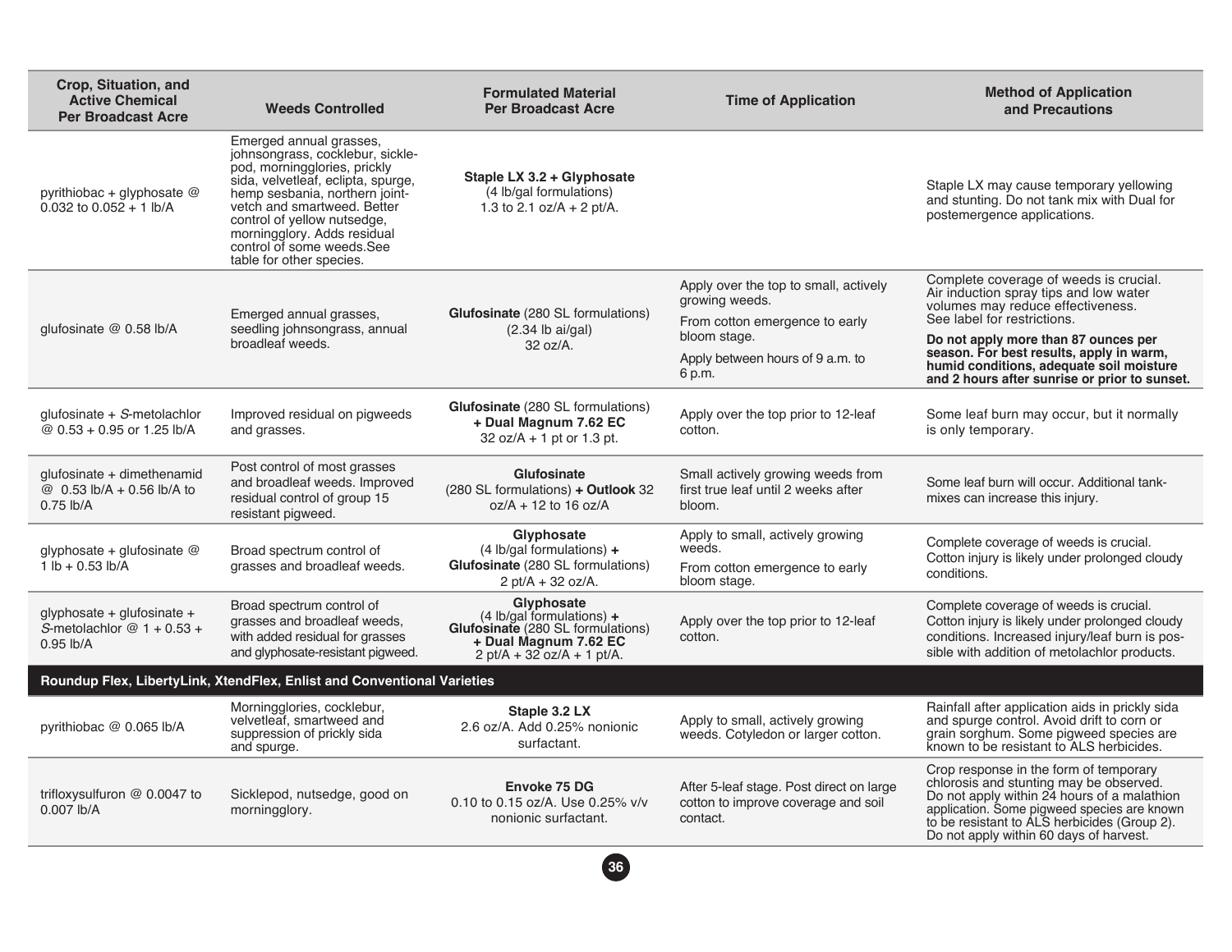| Crop, Situation, and Active Chemical Per Broadcast Acre | Weeds Controlled | Formulated Material Per Broadcast Acre | Time of Application | Method of Application and Precautions |
|---|---|---|---|---|
| pyrithiobac + glyphosate @ 0.032 to 0.052 + 1 lb/A | Emerged annual grasses, johnsongrass, cocklebur, sicklepod, morningglories, prickly sida, velvetleaf, eclipta, spurge, hemp sesbania, northern jointvetch and smartweed. Better control of yellow nutsedge, morningglory. Adds residual control of some weeds.See table for other species. | **Staple LX 3.2 + Glyphosate** (4 lb/gal formulations) 1.3 to 2.1 oz/A + 2 pt/A. | | Staple LX may cause temporary yellowing and stunting. Do not tank mix with Dual for postemergence applications. |
| glufosinate @ 0.58 lb/A | Emerged annual grasses, seedling johnsongrass, annual broadleaf weeds. | **Glufosinate** (280 SL formulations) (2.34 lb ai/gal) 32 oz/A. | Apply over the top to small, actively growing weeds. From cotton emergence to early bloom stage. Apply between hours of 9 a.m. to 6 p.m. | Complete coverage of weeds is crucial. Air induction spray tips and low water volumes may reduce effectiveness. See label for restrictions. **Do not apply more than 87 ounces per season. For best results, apply in warm, humid conditions, adequate soil moisture and 2 hours after sunrise or prior to sunset.** |
| glufosinate + *S*-metolachlor @ 0.53 + 0.95 or 1.25 lb/A | Improved residual on pigweeds and grasses. | **Glufosinate** (280 SL formulations) **+ Dual Magnum 7.62 EC** 32 oz/A + 1 pt or 1.3 pt. | Apply over the top prior to 12-leaf cotton. | Some leaf burn may occur, but it normally is only temporary. |
| glufosinate + dimethenamid @ 0.53 lb/A + 0.56 lb/A to 0.75 lb/A | Post control of most grasses and broadleaf weeds. Improved residual control of group 15 resistant pigweed. | **Glufosinate** (280 SL formulations) **+ Outlook** 32 oz/A + 12 to 16 oz/A | Small actively growing weeds from first true leaf until 2 weeks after bloom. | Some leaf burn will occur. Additional tank-mixes can increase this injury. |
| glyphosate + glufosinate @ 1 lb + 0.53 lb/A | Broad spectrum control of grasses and broadleaf weeds. | **Glyphosate** (4 lb/gal formulations) **+ Glufosinate** (280 SL formulations) 2 pt/A + 32 oz/A. | Apply to small, actively growing weeds. From cotton emergence to early bloom stage. | Complete coverage of weeds is crucial. Cotton injury is likely under prolonged cloudy conditions. |
| glyphosate + glufosinate + *S*-metolachlor @ 1 + 0.53 + 0.95 lb/A | Broad spectrum control of grasses and broadleaf weeds, with added residual for grasses and glyphosate-resistant pigweed. | **Glyphosate** (4 lb/gal formulations) **+ Glufosinate** (280 SL formulations) **+ Dual Magnum 7.62 EC** 2 pt/A + 32 oz/A + 1 pt/A. | Apply over the top prior to 12-leaf cotton. | Complete coverage of weeds is crucial. Cotton injury is likely under prolonged cloudy conditions. Increased injury/leaf burn is possible with addition of metolachlor products. |
| **Roundup Flex, LibertyLink, XtendFlex, Enlist and Conventional Varieties** | | | | |
| pyrithiobac @ 0.065 lb/A | Morningglories, cocklebur, velvetleaf, smartweed and suppression of prickly sida and spurge. | **Staple 3.2 LX** 2.6 oz/A. Add 0.25% nonionic surfactant. | Apply to small, actively growing weeds. Cotyledon or larger cotton. | Rainfall after application aids in prickly sida and spurge control. Avoid drift to corn or grain sorghum. Some pigweed species are known to be resistant to ALS herbicides. |
| trifloxysulfuron @ 0.0047 to 0.007 lb/A | Sicklepod, nutsedge, good on morningglory. | **Envoke 75 DG** 0.10 to 0.15 oz/A. Use 0.25% v/v nonionic surfactant. | After 5-leaf stage. Post direct on large cotton to improve coverage and soil contact. | Crop response in the form of temporary chlorosis and stunting may be observed. Do not apply within 24 hours of a malathion application. Some pigweed species are known to be resistant to ALS herbicides (Group 2). Do not apply within 60 days of harvest. |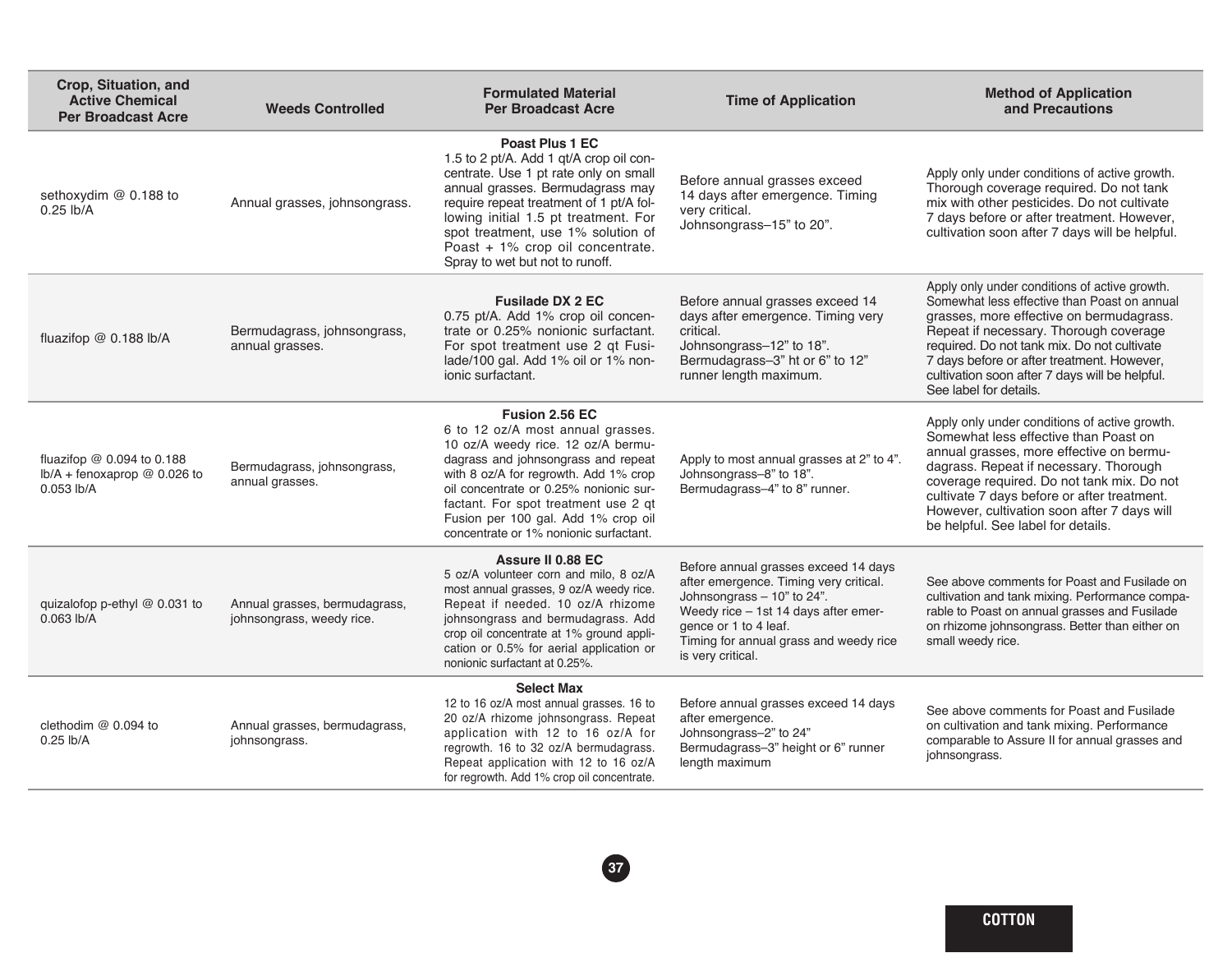| Crop, Situation, and Active Chemical Per Broadcast Acre | Weeds Controlled | Formulated Material Per Broadcast Acre | Time of Application | Method of Application and Precautions |
|---|---|---|---|---|
| sethoxydim @ 0.188 to 0.25 lb/A | Annual grasses, johnsongrass. | **Poast Plus 1 EC** 1.5 to 2 pt/A. Add 1 qt/A crop oil concentrate. Use 1 pt rate only on small annual grasses. Bermudagrass may require repeat treatment of 1 pt/A following initial 1.5 pt treatment. For spot treatment, use 1% solution of Poast + 1% crop oil concentrate. Spray to wet but not to runoff. | Before annual grasses exceed 14 days after emergence. Timing very critical. Johnsongrass–15" to 20". | Apply only under conditions of active growth. Thorough coverage required. Do not tank mix with other pesticides. Do not cultivate 7 days before or after treatment. However, cultivation soon after 7 days will be helpful. |
| fluazifop @ 0.188 lb/A | Bermudagrass, johnsongrass, annual grasses. | **Fusilade DX 2 EC** 0.75 pt/A. Add 1% crop oil concentrate or 0.25% nonionic surfactant. For spot treatment use 2 qt Fusilade/100 gal. Add 1% oil or 1% nonionic surfactant. | Before annual grasses exceed 14 days after emergence. Timing very critical. Johnsongrass–12" to 18". Bermudagrass–3" ht or 6" to 12" runner length maximum. | Apply only under conditions of active growth. Somewhat less effective than Poast on annual grasses, more effective on bermudagrass. Repeat if necessary. Thorough coverage required. Do not tank mix. Do not cultivate 7 days before or after treatment. However, cultivation soon after 7 days will be helpful. See label for details. |
| fluazifop @ 0.094 to 0.188 lb/A + fenoxaprop @ 0.026 to 0.053 lb/A | Bermudagrass, johnsongrass, annual grasses. | **Fusion 2.56 EC** 6 to 12 oz/A most annual grasses. 10 oz/A weedy rice. 12 oz/A bermudagrass and johnsongrass and repeat with 8 oz/A for regrowth. Add 1% crop oil concentrate or 0.25% nonionic surfactant. For spot treatment use 2 qt Fusion per 100 gal. Add 1% crop oil concentrate or 1% nonionic surfactant. | Apply to most annual grasses at 2" to 4". Johnsongrass–8" to 18". Bermudagrass–4" to 8" runner. | Apply only under conditions of active growth. Somewhat less effective than Poast on annual grasses, more effective on bermudagrass. Repeat if necessary. Thorough coverage required. Do not tank mix. Do not cultivate 7 days before or after treatment. However, cultivation soon after 7 days will be helpful. See label for details. |
| quizalofop p-ethyl @ 0.031 to 0.063 lb/A | Annual grasses, bermudagrass, johnsongrass, weedy rice. | **Assure II 0.88 EC** 5 oz/A volunteer corn and milo, 8 oz/A most annual grasses, 9 oz/A weedy rice. Repeat if needed. 10 oz/A rhizome johnsongrass and bermudagrass. Add crop oil concentrate at 1% ground application or 0.5% for aerial application or nonionic surfactant at 0.25%. | Before annual grasses exceed 14 days after emergence. Timing very critical. Johnsongrass – 10" to 24". Weedy rice – 1st 14 days after emergence or 1 to 4 leaf. Timing for annual grass and weedy rice is very critical. | See above comments for Poast and Fusilade on cultivation and tank mixing. Performance comparable to Poast on annual grasses and Fusilade on rhizome johnsongrass. Better than either on small weedy rice. |
| clethodim @ 0.094 to 0.25 lb/A | Annual grasses, bermudagrass, johnsongrass. | **Select Max** 12 to 16 oz/A most annual grasses. 16 to 20 oz/A rhizome johnsongrass. Repeat application with 12 to 16 oz/A for regrowth. 16 to 32 oz/A bermudagrass. Repeat application with 12 to 16 oz/A for regrowth. Add 1% crop oil concentrate. | Before annual grasses exceed 14 days after emergence. Johnsongrass–2" to 24" Bermudagrass–3" height or 6" runner length maximum | See above comments for Poast and Fusilade on cultivation and tank mixing. Performance comparable to Assure II for annual grasses and johnsongrass. |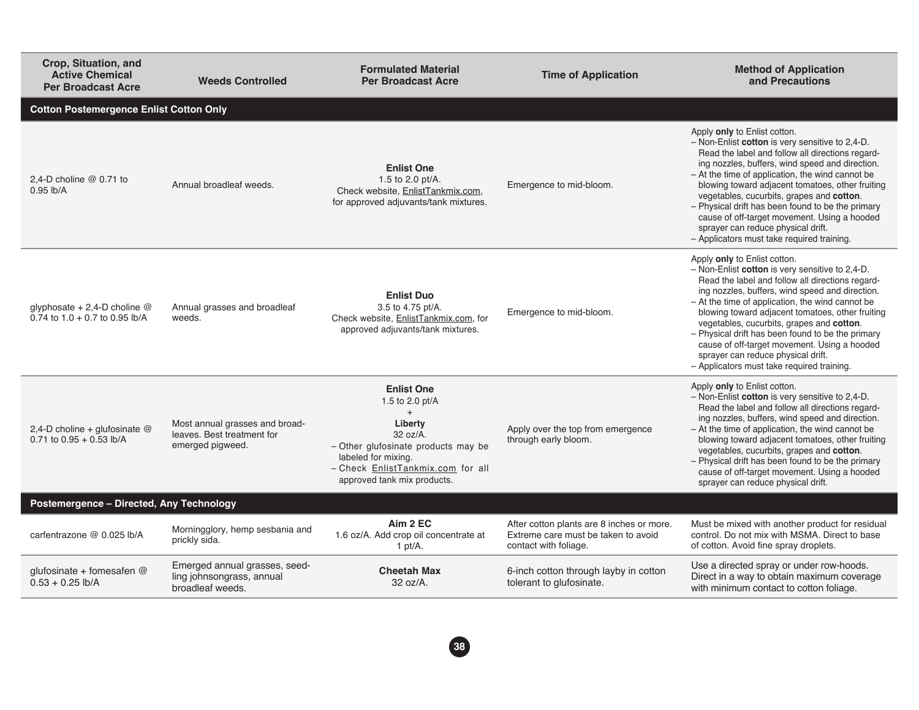| Crop, Situation, and Active Chemical Per Broadcast Acre | Weeds Controlled | Formulated Material Per Broadcast Acre | Time of Application | Method of Application and Precautions |
|---|---|---|---|---|
| **Cotton Postemergence Enlist Cotton Only** | | | | |
| 2,4-D choline @ 0.71 to 0.95 lb/A | Annual broadleaf weeds. | **Enlist One** 1.5 to 2.0 pt/A. Check website, EnlistTankmix.com, for approved adjuvants/tank mixtures. | Emergence to mid-bloom. | Apply **only** to Enlist cotton. – Non-Enlist **cotton** is very sensitive to 2,4-D. Read the label and follow all directions regarding nozzles, buffers, wind speed and direction. – At the time of application, the wind cannot be blowing toward adjacent tomatoes, other fruiting vegetables, cucurbits, grapes and **cotton**. – Physical drift has been found to be the primary cause of off-target movement. Using a hooded sprayer can reduce physical drift. – Applicators must take required training. |
| glyphosate + 2,4-D choline @ 0.74 to 1.0 + 0.7 to 0.95 lb/A | Annual grasses and broadleaf weeds. | **Enlist Duo** 3.5 to 4.75 pt/A. Check website, EnlistTankmix.com, for approved adjuvants/tank mixtures. | Emergence to mid-bloom. | Apply **only** to Enlist cotton. – Non-Enlist **cotton** is very sensitive to 2,4-D. Read the label and follow all directions regarding nozzles, buffers, wind speed and direction. – At the time of application, the wind cannot be blowing toward adjacent tomatoes, other fruiting vegetables, cucurbits, grapes and **cotton**. – Physical drift has been found to be the primary cause of off-target movement. Using a hooded sprayer can reduce physical drift. – Applicators must take required training. |
| 2,4-D choline + glufosinate @ 0.71 to 0.95 + 0.53 lb/A | Most annual grasses and broadleaves. Best treatment for emerged pigweed. | **Enlist One** 1.5 to 2.0 pt/A + **Liberty** 32 oz/A. – Other glufosinate products may be labeled for mixing. – Check EnlistTankmix.com for all approved tank mix products. | Apply over the top from emergence through early bloom. | Apply **only** to Enlist cotton. – Non-Enlist **cotton** is very sensitive to 2,4-D. Read the label and follow all directions regarding nozzles, buffers, wind speed and direction. – At the time of application, the wind cannot be blowing toward adjacent tomatoes, other fruiting vegetables, cucurbits, grapes and **cotton**. – Physical drift has been found to be the primary cause of off-target movement. Using a hooded sprayer can reduce physical drift. |
| **Postemergence – Directed, Any Technology** | | | | |
| carfentrazone @ 0.025 lb/A | Morningglory, hemp sesbania and prickly sida. | **Aim 2 EC** 1.6 oz/A. Add crop oil concentrate at 1 pt/A. | After cotton plants are 8 inches or more. Extreme care must be taken to avoid contact with foliage. | Must be mixed with another product for residual control. Do not mix with MSMA. Direct to base of cotton. Avoid fine spray droplets. |
| glufosinate + fomesafen @ 0.53 + 0.25 lb/A | Emerged annual grasses, seedling johnsongrass, annual broadleaf weeds. | **Cheetah Max** 32 oz/A. | 6-inch cotton through layby in cotton tolerant to glufosinate. | Use a directed spray or under row-hoods. Direct in a way to obtain maximum coverage with minimum contact to cotton foliage. |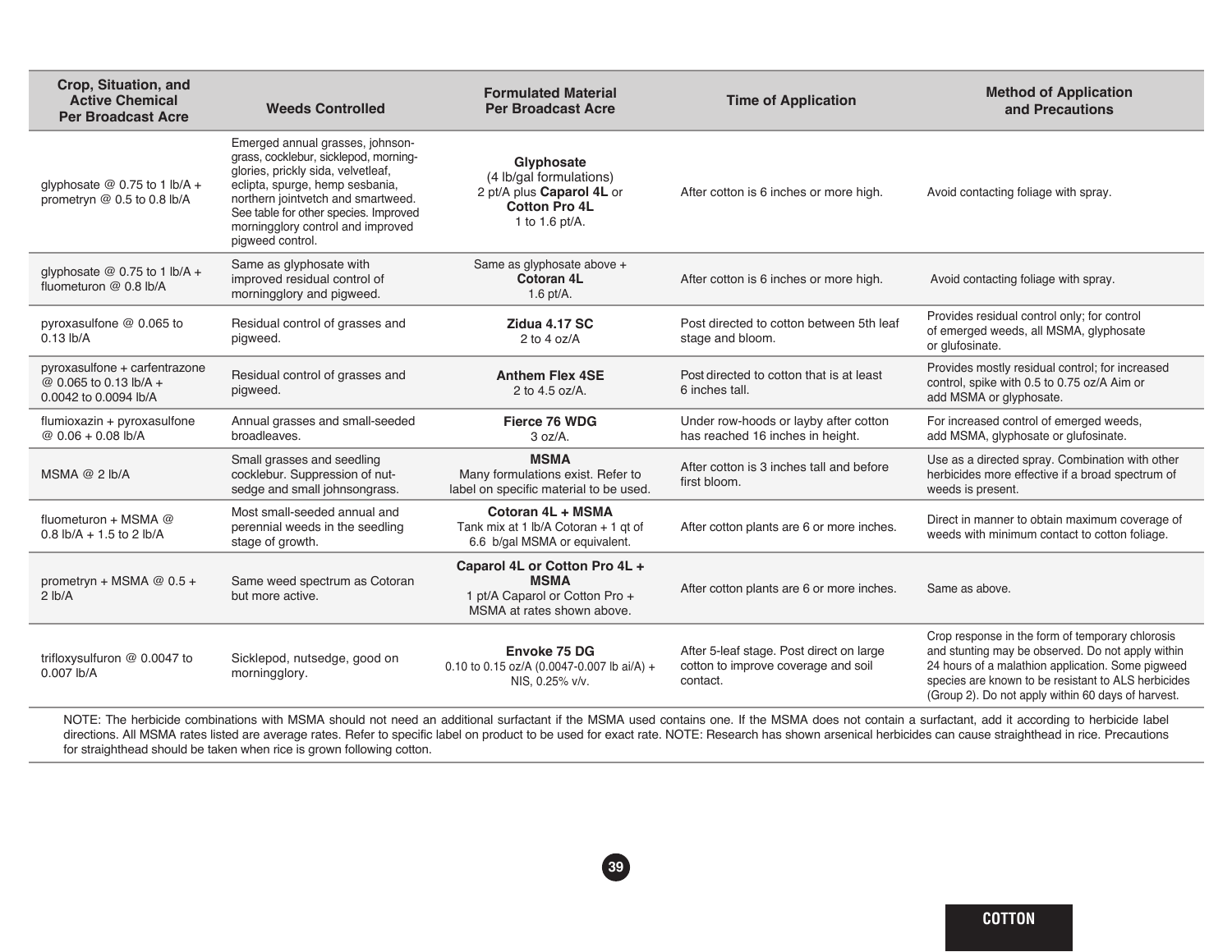| Crop, Situation, and Active Chemical Per Broadcast Acre | Weeds Controlled | Formulated Material Per Broadcast Acre | Time of Application | Method of Application and Precautions |
|---|---|---|---|---|
| glyphosate @ 0.75 to 1 lb/A + prometryn @ 0.5 to 0.8 lb/A | Emerged annual grasses, johnsongrass, cocklebur, sicklepod, morningglories, prickly sida, velvetleaf, eclipta, spurge, hemp sesbania, northern jointvetch and smartweed. See table for other species. Improved morningglory control and improved pigweed control. | **Glyphosate** (4 lb/gal formulations) 2 pt/A plus **Caparol 4L** or **Cotton Pro 4L** 1 to 1.6 pt/A. | After cotton is 6 inches or more high. | Avoid contacting foliage with spray. |
| glyphosate @ 0.75 to 1 lb/A + fluometuron @ 0.8 lb/A | Same as glyphosate with improved residual control of morningglory and pigweed. | Same as glyphosate above + **Cotoran 4L** 1.6 pt/A. | After cotton is 6 inches or more high. | Avoid contacting foliage with spray. |
| pyroxasulfone @ 0.065 to 0.13 lb/A | Residual control of grasses and pigweed. | **Zidua 4.17 SC** 2 to 4 oz/A | Post directed to cotton between 5th leaf stage and bloom. | Provides residual control only; for control of emerged weeds, all MSMA, glyphosate or glufosinate. |
| pyroxasulfone + carfentrazone @ 0.065 to 0.13 lb/A + 0.0042 to 0.0094 lb/A | Residual control of grasses and pigweed. | **Anthem Flex 4SE** 2 to 4.5 oz/A. | Post directed to cotton that is at least 6 inches tall. | Provides mostly residual control; for increased control, spike with 0.5 to 0.75 oz/A Aim or add MSMA or glyphosate. |
| flumioxazin + pyroxasulfone @ 0.06 + 0.08 lb/A | Annual grasses and small-seeded broadleaves. | **Fierce 76 WDG** 3 oz/A. | Under row-hoods or layby after cotton has reached 16 inches in height. | For increased control of emerged weeds, add MSMA, glyphosate or glufosinate. |
| MSMA @ 2 lb/A | Small grasses and seedling cocklebur. Suppression of nutsedge and small johnsongrass. | **MSMA** Many formulations exist. Refer to label on specific material to be used. | After cotton is 3 inches tall and before first bloom. | Use as a directed spray. Combination with other herbicides more effective if a broad spectrum of weeds is present. |
| fluometuron + MSMA @ 0.8 lb/A + 1.5 to 2 lb/A | Most small-seeded annual and perennial weeds in the seedling stage of growth. | **Cotoran 4L + MSMA** Tank mix at 1 lb/A Cotoran + 1 qt of 6.6 b/gal MSMA or equivalent. | After cotton plants are 6 or more inches. | Direct in manner to obtain maximum coverage of weeds with minimum contact to cotton foliage. |
| prometryn + MSMA @ 0.5 + 2 lb/A | Same weed spectrum as Cotoran but more active. | **Caparol 4L or Cotton Pro 4L + MSMA** 1 pt/A Caparol or Cotton Pro + MSMA at rates shown above. | After cotton plants are 6 or more inches. | Same as above. |
| trifloxysulfuron @ 0.0047 to 0.007 lb/A | Sicklepod, nutsedge, good on morningglory. | **Envoke 75 DG** 0.10 to 0.15 oz/A (0.0047-0.007 lb ai/A) + NIS, 0.25% v/v. | After 5-leaf stage. Post direct on large cotton to improve coverage and soil contact. | Crop response in the form of temporary chlorosis and stunting may be observed. Do not apply within 24 hours of a malathion application. Some pigweed species are known to be resistant to ALS herbicides (Group 2). Do not apply within 60 days of harvest. |

NOTE: The herbicide combinations with MSMA should not need an additional surfactant if the MSMA used contains one. If the MSMA does not contain a surfactant, add it according to herbicide label directions. All MSMA rates listed are average rates. Refer to specific label on product to be used for exact rate. NOTE: Research has shown arsenical herbicides can cause straighthead in rice. Precautions for straighthead should be taken when rice is grown following cotton.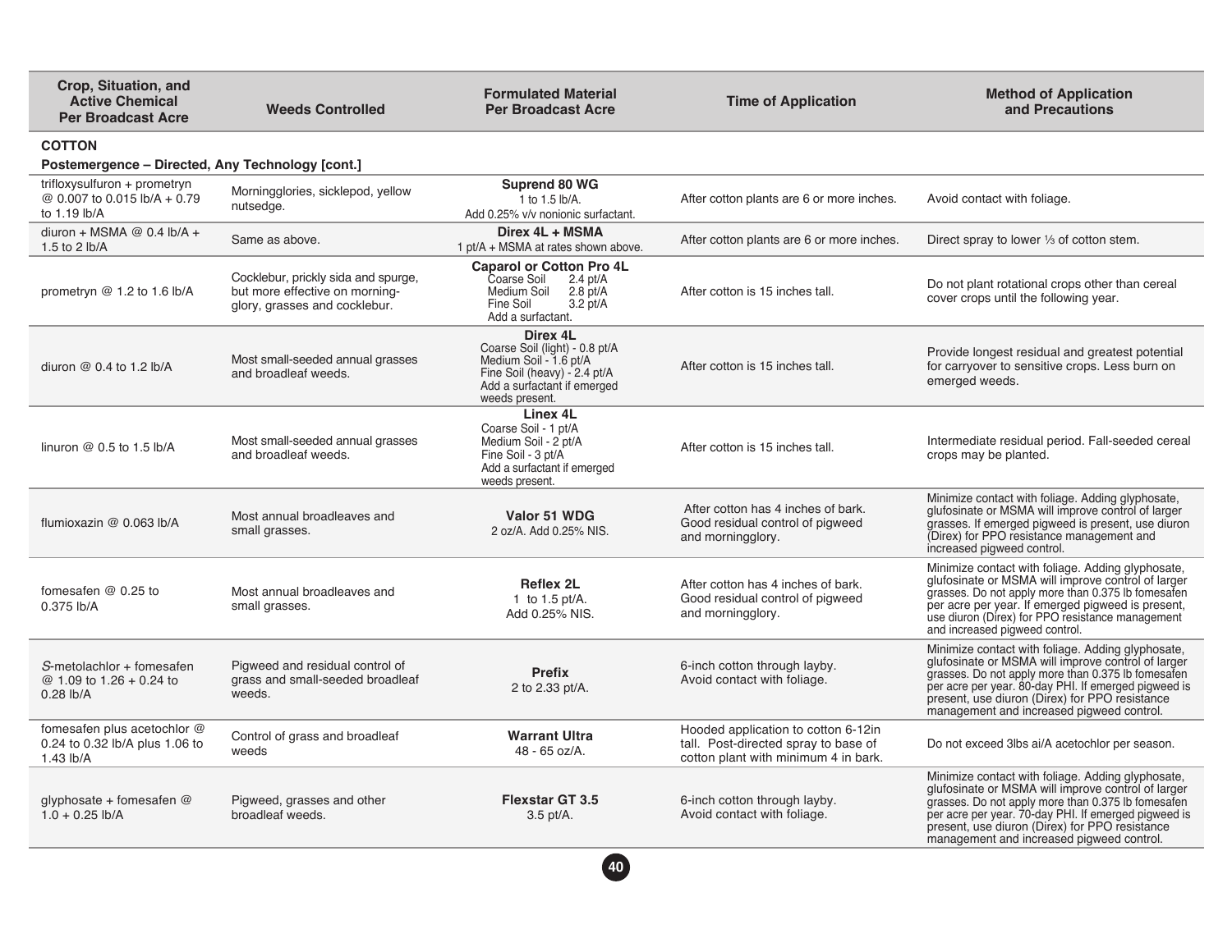| Crop, Situation, and Active Chemical Per Broadcast Acre | Weeds Controlled | Formulated Material Per Broadcast Acre | Time of Application | Method of Application and Precautions |
|---|---|---|---|---|
| **COTTON** | | | | |
| **Postemergence – Directed, Any Technology [cont.]** | | | | |
| trifloxysulfuron + prometryn @ 0.007 to 0.015 lb/A + 0.79 to 1.19 lb/A | Morningglories, sicklepod, yellow nutsedge. | **Suprend 80 WG** 1 to 1.5 lb/A. Add 0.25% v/v nonionic surfactant. | After cotton plants are 6 or more inches. | Avoid contact with foliage. |
| diuron + MSMA @ 0.4 lb/A + 1.5 to 2 lb/A | Same as above. | **Direx 4L + MSMA** 1 pt/A + MSMA at rates shown above. | After cotton plants are 6 or more inches. | Direct spray to lower ⅓ of cotton stem. |
| prometryn @ 1.2 to 1.6 lb/A | Cocklebur, prickly sida and spurge, but more effective on morning-glory, grasses and cocklebur. | **Caparol or Cotton Pro 4L** Coarse Soil 2.4 pt/A, Medium Soil 2.8 pt/A, Fine Soil 3.2 pt/A. Add a surfactant. | After cotton is 15 inches tall. | Do not plant rotational crops other than cereal cover crops until the following year. |
| diuron @ 0.4 to 1.2 lb/A | Most small-seeded annual grasses and broadleaf weeds. | **Direx 4L** Coarse Soil (light) - 0.8 pt/A, Medium Soil - 1.6 pt/A, Fine Soil (heavy) - 2.4 pt/A. Add a surfactant if emerged weeds present. | After cotton is 15 inches tall. | Provide longest residual and greatest potential for carryover to sensitive crops. Less burn on emerged weeds. |
| linuron @ 0.5 to 1.5 lb/A | Most small-seeded annual grasses and broadleaf weeds. | **Linex 4L** Coarse Soil - 1 pt/A, Medium Soil - 2 pt/A, Fine Soil - 3 pt/A. Add a surfactant if emerged weeds present. | After cotton is 15 inches tall. | Intermediate residual period. Fall-seeded cereal crops may be planted. |
| flumioxazin @ 0.063 lb/A | Most annual broadleaves and small grasses. | **Valor 51 WDG** 2 oz/A. Add 0.25% NIS. | After cotton has 4 inches of bark. Good residual control of pigweed and morningglory. | Minimize contact with foliage. Adding glyphosate, glufosinate or MSMA will improve control of larger grasses. If emerged pigweed is present, use diuron (Direx) for PPO resistance management and increased pigweed control. |
| fomesafen @ 0.25 to 0.375 lb/A | Most annual broadleaves and small grasses. | **Reflex 2L** 1 to 1.5 pt/A. Add 0.25% NIS. | After cotton has 4 inches of bark. Good residual control of pigweed and morningglory. | Minimize contact with foliage. Adding glyphosate, glufosinate or MSMA will improve control of larger grasses. Do not apply more than 0.375 lb fomesafen per acre per year. If emerged pigweed is present, use diuron (Direx) for PPO resistance management and increased pigweed control. |
| *S*-metolachlor + fomesafen @ 1.09 to 1.26 + 0.24 to 0.28 lb/A | Pigweed and residual control of grass and small-seeded broadleaf weeds. | **Prefix** 2 to 2.33 pt/A. | 6-inch cotton through layby. Avoid contact with foliage. | Minimize contact with foliage. Adding glyphosate, glufosinate or MSMA will improve control of larger grasses. Do not apply more than 0.375 lb fomesafen per acre per year. 80-day PHI. If emerged pigweed is present, use diuron (Direx) for PPO resistance management and increased pigweed control. |
| fomesafen plus acetochlor @ 0.24 to 0.32 lb/A plus 1.06 to 1.43 lb/A | Control of grass and broadleaf weeds | **Warrant Ultra** 48 - 65 oz/A. | Hooded application to cotton 6-12in tall. Post-directed spray to base of cotton plant with minimum 4 in bark. | Do not exceed 3lbs ai/A acetochlor per season. |
| glyphosate + fomesafen @ 1.0 + 0.25 lb/A | Pigweed, grasses and other broadleaf weeds. | **Flexstar GT 3.5** 3.5 pt/A. | 6-inch cotton through layby. Avoid contact with foliage. | Minimize contact with foliage. Adding glyphosate, glufosinate or MSMA will improve control of larger grasses. Do not apply more than 0.375 lb fomesafen per acre per year. 70-day PHI. If emerged pigweed is present, use diuron (Direx) for PPO resistance management and increased pigweed control. |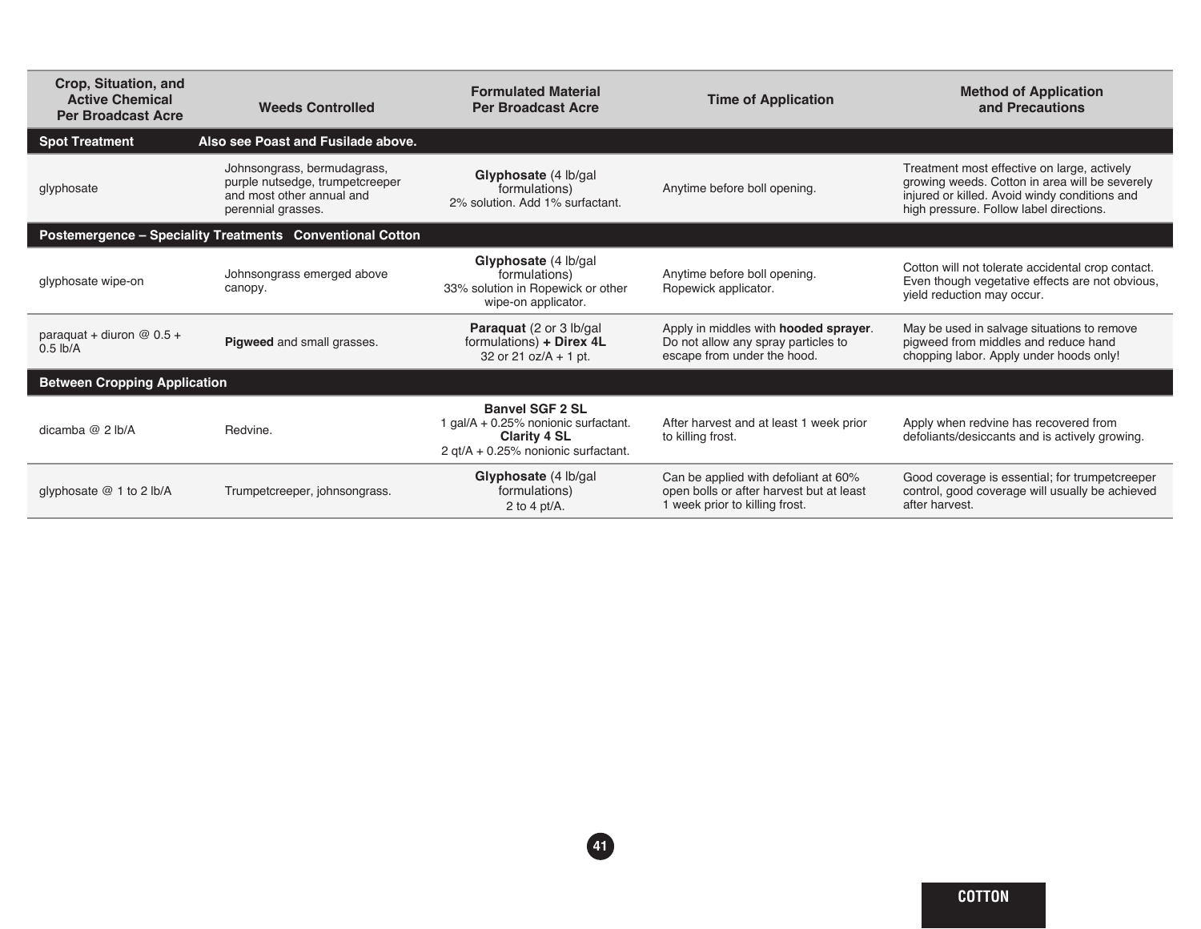| Crop, Situation, and Active Chemical Per Broadcast Acre | Weeds Controlled | Formulated Material Per Broadcast Acre | Time of Application | Method of Application and Precautions |
| --- | --- | --- | --- | --- |
| **Spot Treatment** | **Also see Poast and Fusilade above.** | | | |
| glyphosate | Johnsongrass, bermudagrass, purple nutsedge, trumpetcreeper and most other annual and perennial grasses. | **Glyphosate** (4 lb/gal formulations) 2% solution. Add 1% surfactant. | Anytime before boll opening. | Treatment most effective on large, actively growing weeds. Cotton in area will be severely injured or killed. Avoid windy conditions and high pressure. Follow label directions. |
| **Postemergence – Speciality Treatments Conventional Cotton** | | | | |
| glyphosate wipe-on | Johnsongrass emerged above canopy. | **Glyphosate** (4 lb/gal formulations) 33% solution in Ropewick or other wipe-on applicator. | Anytime before boll opening. Ropewick applicator. | Cotton will not tolerate accidental crop contact. Even though vegetative effects are not obvious, yield reduction may occur. |
| paraquat + diuron @ 0.5 + 0.5 lb/A | **Pigweed** and small grasses. | **Paraquat** (2 or 3 lb/gal formulations) **+ Direx 4L** 32 or 21 oz/A + 1 pt. | Apply in middles with **hooded sprayer**. Do not allow any spray particles to escape from under the hood. | May be used in salvage situations to remove pigweed from middles and reduce hand chopping labor. Apply under hoods only! |
| **Between Cropping Application** | | | | |
| dicamba @ 2 lb/A | Redvine. | **Banvel SGF 2 SL** 1 gal/A + 0.25% nonionic surfactant. **Clarity 4 SL** 2 qt/A + 0.25% nonionic surfactant. | After harvest and at least 1 week prior to killing frost. | Apply when redvine has recovered from defoliants/desiccants and is actively growing. |
| glyphosate @ 1 to 2 lb/A | Trumpetcreeper, johnsongrass. | **Glyphosate** (4 lb/gal formulations) 2 to 4 pt/A. | Can be applied with defoliant at 60% open bolls or after harvest but at least 1 week prior to killing frost. | Good coverage is essential; for trumpetcreeper control, good coverage will usually be achieved after harvest. |